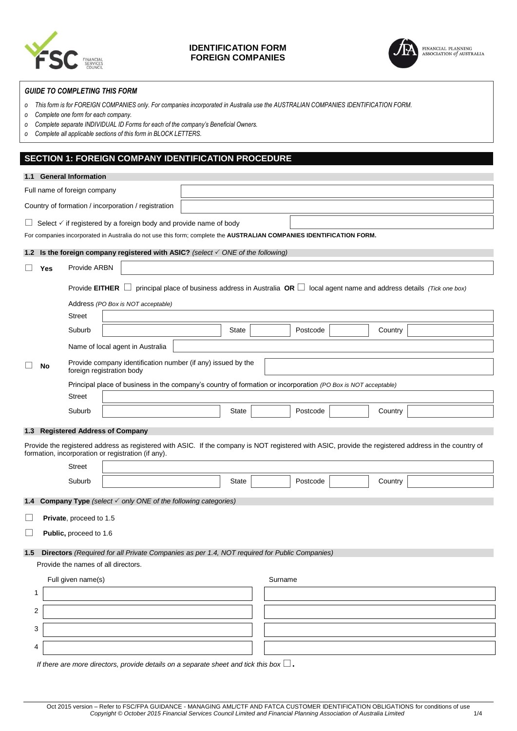# IDENTIFICATION FORM
# FOREIGN COMPANIES

***GUIDE TO COMPLETING THIS FORM***

- *This form is for FOREIGN COMPANIES only. For companies incorporated in Australia use the AUSTRALIAN COMPANIES IDENTIFICATION FORM.*
- *Complete one form for each company.*
- *Complete separate INDIVIDUAL ID Forms for each of the company's Beneficial Owners.*
- *Complete all applicable sections of this form in BLOCK LETTERS.*

## SECTION 1: FOREIGN COMPANY IDENTIFICATION PROCEDURE

### 1.1 General Information

Full name of foreign company ____________________

Country of formation / incorporation / registration ____________________

☐ Select ✓ if registered by a foreign body and provide name of body ____________________

For companies incorporated in Australia do not use this form; complete the **AUSTRALIAN COMPANIES IDENTIFICATION FORM.**

### 1.2 Is the foreign company registered with ASIC? *(select ✓ ONE of the following)*

☐ **Yes** Provide ARBN ____________________

Provide **EITHER** ☐ principal place of business address in Australia **OR** ☐ local agent name and address details *(Tick one box)*

Address *(PO Box is NOT acceptable)*

| Street | | | | | | | |
|---|---|---|---|---|---|---|---|
| Suburb | | State | | Postcode | | Country | |

Name of local agent in Australia ____________________

☐ **No** Provide company identification number (if any) issued by the foreign registration body ____________________

Principal place of business in the company's country of formation or incorporation *(PO Box is NOT acceptable)*

| Street | | | | | | | |
|---|---|---|---|---|---|---|---|
| Suburb | | State | | Postcode | | Country | |

### 1.3 Registered Address of Company

Provide the registered address as registered with ASIC. If the company is NOT registered with ASIC, provide the registered address in the country of formation, incorporation or registration (if any).

| Street | | | | | | | |
|---|---|---|---|---|---|---|---|
| Suburb | | State | | Postcode | | Country | |

### 1.4 Company Type *(select ✓ only ONE of the following categories)*

☐ **Private**, proceed to 1.5

☐ **Public,** proceed to 1.6

### 1.5 Directors *(Required for all Private Companies as per 1.4, NOT required for Public Companies)*

Provide the names of all directors.

| | Full given name(s) | Surname |
|---|---|---|
| 1 | | |
| 2 | | |
| 3 | | |
| 4 | | |

*If there are more directors, provide details on a separate sheet and tick this box* ☐**.**

Oct 2015 version – Refer to FSC/FPA GUIDANCE - MANAGING AML/CTF AND FATCA CUSTOMER IDENTIFICATION OBLIGATIONS for conditions of use
*Copyright © October 2015 Financial Services Council Limited and Financial Planning Association of Australia Limited*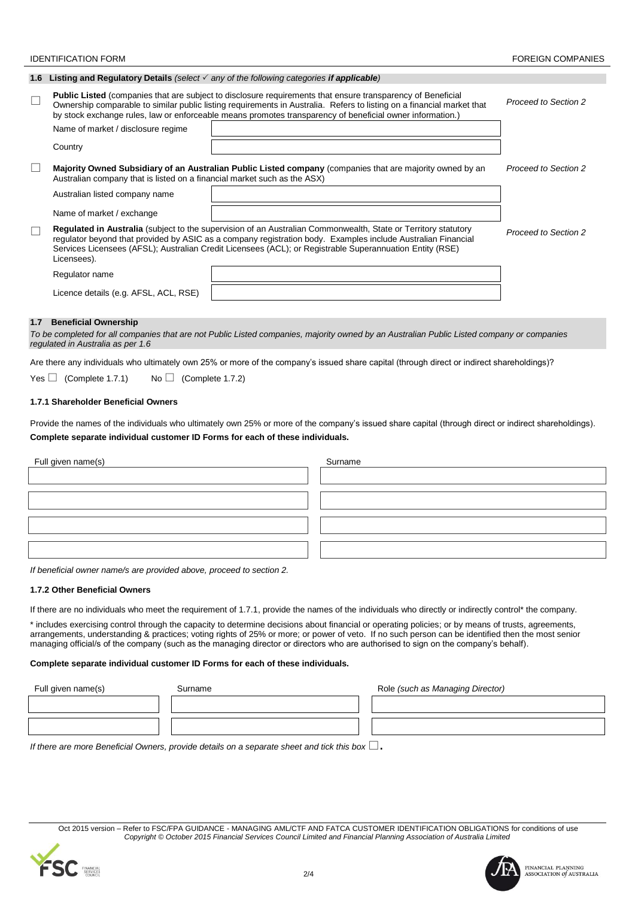### 1.6 Listing and Regulatory Details *(select ✓ any of the following categories **if applicable**)*

☐ **Public Listed** (companies that are subject to disclosure requirements that ensure transparency of Beneficial Ownership comparable to similar public listing requirements in Australia. Refers to listing on a financial market that by stock exchange rules, law or enforceable means promotes transparency of beneficial owner information.) — *Proceed to Section 2*

| | |
|---|---|
| Name of market / disclosure regime | |
| Country | |

☐ **Majority Owned Subsidiary of an Australian Public Listed company** (companies that are majority owned by an Australian company that is listed on a financial market such as the ASX) — *Proceed to Section 2*

| | |
|---|---|
| Australian listed company name | |
| Name of market / exchange | |

☐ **Regulated in Australia** (subject to the supervision of an Australian Commonwealth, State or Territory statutory regulator beyond that provided by ASIC as a company registration body. Examples include Australian Financial Services Licensees (AFSL); Australian Credit Licensees (ACL); or Registrable Superannuation Entity (RSE) Licensees). — *Proceed to Section 2*

| | |
|---|---|
| Regulator name | |
| Licence details (e.g. AFSL, ACL, RSE) | |

### 1.7 Beneficial Ownership

*To be completed for all companies that are not Public Listed companies, majority owned by an Australian Public Listed company or companies regulated in Australia as per 1.6*

Are there any individuals who ultimately own 25% or more of the company's issued share capital (through direct or indirect shareholdings)?

Yes ☐ (Complete 1.7.1) No ☐ (Complete 1.7.2)

#### 1.7.1 Shareholder Beneficial Owners

Provide the names of the individuals who ultimately own 25% or more of the company's issued share capital (through direct or indirect shareholdings).

**Complete separate individual customer ID Forms for each of these individuals.**

| Full given name(s) | Surname |
|---|---|
| | |
| | |
| | |
| | |

*If beneficial owner name/s are provided above, proceed to section 2.*

#### 1.7.2 Other Beneficial Owners

If there are no individuals who meet the requirement of 1.7.1, provide the names of the individuals who directly or indirectly control* the company.

* includes exercising control through the capacity to determine decisions about financial or operating policies; or by means of trusts, agreements, arrangements, understanding & practices; voting rights of 25% or more; or power of veto. If no such person can be identified then the most senior managing official/s of the company (such as the managing director or directors who are authorised to sign on the company's behalf).

**Complete separate individual customer ID Forms for each of these individuals.**

| Full given name(s) | Surname | Role *(such as Managing Director)* |
|---|---|---|
| | | |
| | | |

*If there are more Beneficial Owners, provide details on a separate sheet and tick this box* ☐.

Oct 2015 version – Refer to FSC/FPA GUIDANCE - MANAGING AML/CTF AND FATCA CUSTOMER IDENTIFICATION OBLIGATIONS for conditions of use
*Copyright © October 2015 Financial Services Council Limited and Financial Planning Association of Australia Limited*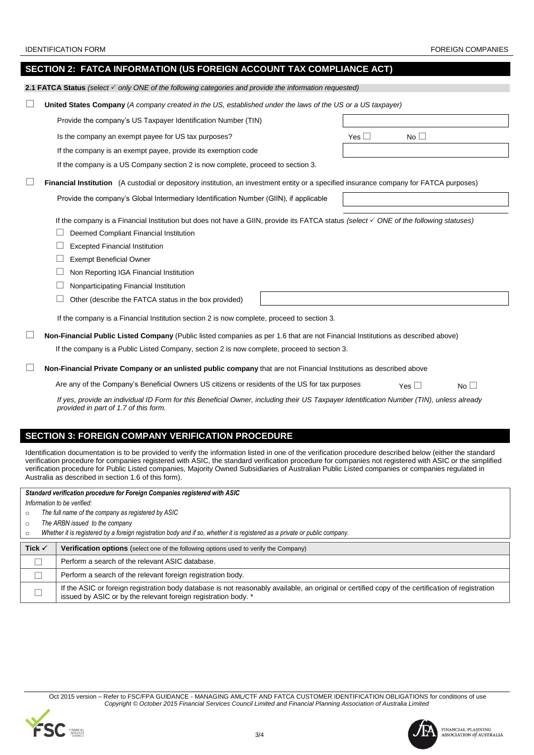## SECTION 2: FATCA INFORMATION (US FOREIGN ACCOUNT TAX COMPLIANCE ACT)

**2.1 FATCA Status** *(select ✓ only ONE of the following categories and provide the information requested)*

☐ **United States Company** (*A company created in the US, established under the laws of the US or a US taxpayer)*

Provide the company's US Taxpayer Identification Number (TIN) ____________________

Is the company an exempt payee for US tax purposes? Yes ☐ No ☐

If the company is an exempt payee, provide its exemption code ____________________

If the company is a US Company section 2 is now complete, proceed to section 3.

☐ **Financial Institution** (A custodial or depository institution, an investment entity or a specified insurance company for FATCA purposes)

Provide the company's Global Intermediary Identification Number (GIIN), if applicable ____________________

If the company is a Financial Institution but does not have a GIIN, provide its FATCA status *(select ✓ ONE of the following statuses)*

- ☐ Deemed Compliant Financial Institution
- ☐ Excepted Financial Institution
- ☐ Exempt Beneficial Owner
- ☐ Non Reporting IGA Financial Institution
- ☐ Nonparticipating Financial Institution
- ☐ Other (describe the FATCA status in the box provided) ____________________

If the company is a Financial Institution section 2 is now complete, proceed to section 3.

☐ **Non-Financial Public Listed Company** (Public listed companies as per 1.6 that are not Financial Institutions as described above)

If the company is a Public Listed Company, section 2 is now complete, proceed to section 3.

☐ **Non-Financial Private Company or an unlisted public company** that are not Financial Institutions as described above

Are any of the Company's Beneficial Owners US citizens or residents of the US for tax purposes Yes ☐ No ☐

*If yes, provide an individual ID Form for this Beneficial Owner, including their US Taxpayer Identification Number (TIN), unless already provided in part of 1.7 of this form.*

## SECTION 3: FOREIGN COMPANY VERIFICATION PROCEDURE

Identification documentation is to be provided to verify the information listed in one of the verification procedure described below (either the standard verification procedure for companies registered with ASIC, the standard verification procedure for companies not registered with ASIC or the simplified verification procedure for Public Listed companies, Majority Owned Subsidiaries of Australian Public Listed companies or companies regulated in Australia as described in section 1.6 of this form).

***Standard verification procedure for Foreign Companies registered with ASIC***

*Information to be verified:*

- *The full name of the company as registered by ASIC*
- *The ARBN issued to the company*
- *Whether it is registered by a foreign registration body and if so, whether it is registered as a private or public company.*

| Tick ✓ | **Verification options** (select one of the following options used to verify the Company) |
|---|---|
| ☐ | Perform a search of the relevant ASIC database. |
| ☐ | Perform a search of the relevant foreign registration body. |
| ☐ | If the ASIC or foreign registration body database is not reasonably available, an original or certified copy of the certification of registration issued by ASIC or by the relevant foreign registration body. * |

Oct 2015 version – Refer to FSC/FPA GUIDANCE - MANAGING AML/CTF AND FATCA CUSTOMER IDENTIFICATION OBLIGATIONS for conditions of use
*Copyright © October 2015 Financial Services Council Limited and Financial Planning Association of Australia Limited*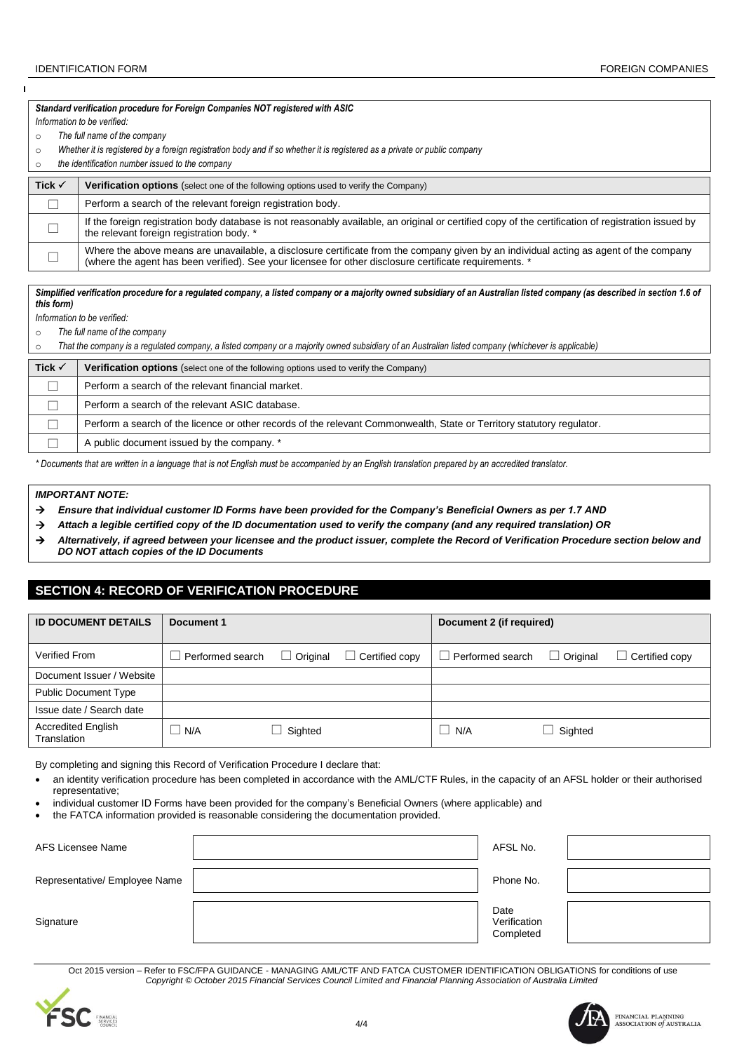***Standard verification procedure for Foreign Companies NOT registered with ASIC***

*Information to be verified:*

- *The full name of the company*
- *Whether it is registered by a foreign registration body and if so whether it is registered as a private or public company*
- *the identification number issued to the company*

| Tick ✓ | **Verification options** (select one of the following options used to verify the Company) |
|---|---|
| ☐ | Perform a search of the relevant foreign registration body. |
| ☐ | If the foreign registration body database is not reasonably available, an original or certified copy of the certification of registration issued by the relevant foreign registration body. * |
| ☐ | Where the above means are unavailable, a disclosure certificate from the company given by an individual acting as agent of the company (where the agent has been verified). See your licensee for other disclosure certificate requirements. * |

***Simplified verification procedure for a regulated company, a listed company or a majority owned subsidiary of an Australian listed company (as described in section 1.6 of this form)***

*Information to be verified:*

- *The full name of the company*
- *That the company is a regulated company, a listed company or a majority owned subsidiary of an Australian listed company (whichever is applicable)*

| Tick ✓ | **Verification options** (select one of the following options used to verify the Company) |
|---|---|
| ☐ | Perform a search of the relevant financial market. |
| ☐ | Perform a search of the relevant ASIC database. |
| ☐ | Perform a search of the licence or other records of the relevant Commonwealth, State or Territory statutory regulator. |
| ☐ | A public document issued by the company. * |

*\* Documents that are written in a language that is not English must be accompanied by an English translation prepared by an accredited translator.*

***IMPORTANT NOTE:***

→ ***Ensure that individual customer ID Forms have been provided for the Company's Beneficial Owners as per 1.7 AND***

→ ***Attach a legible certified copy of the ID documentation used to verify the company (and any required translation) OR***

→ ***Alternatively, if agreed between your licensee and the product issuer, complete the Record of Verification Procedure section below and DO NOT attach copies of the ID Documents***

## SECTION 4: RECORD OF VERIFICATION PROCEDURE

| **ID DOCUMENT DETAILS** | **Document 1** | **Document 2 (if required)** |
|---|---|---|
| Verified From | ☐ Performed search ☐ Original ☐ Certified copy | ☐ Performed search ☐ Original ☐ Certified copy |
| Document Issuer / Website | | |
| Public Document Type | | |
| Issue date / Search date | | |
| Accredited English Translation | ☐ N/A ☐ Sighted | ☐ N/A ☐ Sighted |

By completing and signing this Record of Verification Procedure I declare that:

- an identity verification procedure has been completed in accordance with the AML/CTF Rules, in the capacity of an AFSL holder or their authorised representative;
- individual customer ID Forms have been provided for the company's Beneficial Owners (where applicable) and
- the FATCA information provided is reasonable considering the documentation provided.

| | | | |
|---|---|---|---|
| AFS Licensee Name | | AFSL No. | |
| Representative/ Employee Name | | Phone No. | |
| Signature | | Date Verification Completed | |

Oct 2015 version – Refer to FSC/FPA GUIDANCE - MANAGING AML/CTF AND FATCA CUSTOMER IDENTIFICATION OBLIGATIONS for conditions of use
*Copyright © October 2015 Financial Services Council Limited and Financial Planning Association of Australia Limited*